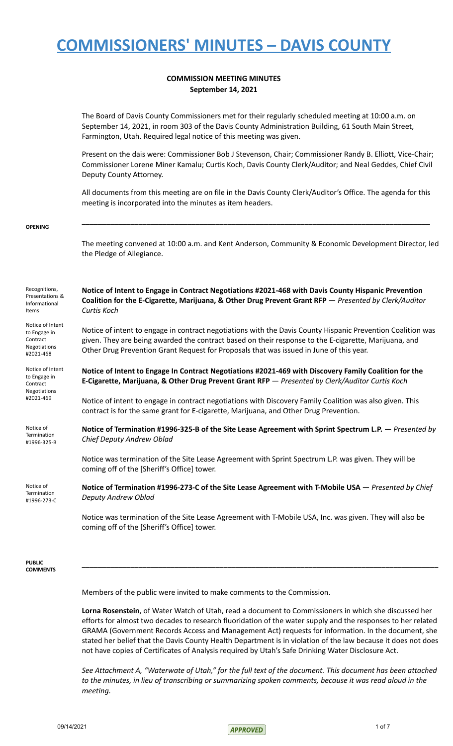# COMMISSIONERS' MINUTES – DAVIS COUNTY

**COMMISSION MEETING MINUTES**
**September 14, 2021**

The Board of Davis County Commissioners met for their regularly scheduled meeting at 10:00 a.m. on September 14, 2021, in room 303 of the Davis County Administration Building, 61 South Main Street, Farmington, Utah. Required legal notice of this meeting was given.

Present on the dais were: Commissioner Bob J Stevenson, Chair; Commissioner Randy B. Elliott, Vice-Chair; Commissioner Lorene Miner Kamalu; Curtis Koch, Davis County Clerk/Auditor; and Neal Geddes, Chief Civil Deputy County Attorney.

All documents from this meeting are on file in the Davis County Clerk/Auditor's Office. The agenda for this meeting is incorporated into the minutes as item headers.

**OPENING**

---

The meeting convened at 10:00 a.m. and Kent Anderson, Community & Economic Development Director, led the Pledge of Allegiance.

Recognitions, Presentations & Informational Items

Notice of Intent to Engage in Contract Negotiations #2021-468

**Notice of Intent to Engage in Contract Negotiations #2021-468 with Davis County Hispanic Prevention Coalition for the E-Cigarette, Marijuana, & Other Drug Prevent Grant RFP** — *Presented by Clerk/Auditor Curtis Koch*

Notice of intent to engage in contract negotiations with the Davis County Hispanic Prevention Coalition was given. They are being awarded the contract based on their response to the E-cigarette, Marijuana, and Other Drug Prevention Grant Request for Proposals that was issued in June of this year.

Notice of Intent to Engage in Contract Negotiations #2021-469

**Notice of Intent to Engage In Contract Negotiations #2021-469 with Discovery Family Coalition for the E-Cigarette, Marijuana, & Other Drug Prevent Grant RFP** — *Presented by Clerk/Auditor Curtis Koch*

Notice of intent to engage in contract negotiations with Discovery Family Coalition was also given. This contract is for the same grant for E-cigarette, Marijuana, and Other Drug Prevention.

Notice of Termination #1996-325-B

**Notice of Termination #1996-325-B of the Site Lease Agreement with Sprint Spectrum L.P.** — *Presented by Chief Deputy Andrew Oblad*

Notice was termination of the Site Lease Agreement with Sprint Spectrum L.P. was given. They will be coming off of the [Sheriff's Office] tower.

Notice of Termination #1996-273-C

**Notice of Termination #1996-273-C of the Site Lease Agreement with T-Mobile USA** — *Presented by Chief Deputy Andrew Oblad*

Notice was termination of the Site Lease Agreement with T-Mobile USA, Inc. was given. They will also be coming off of the [Sheriff's Office] tower.

**PUBLIC COMMENTS**

---

Members of the public were invited to make comments to the Commission.

**Lorna Rosenstein**, of Water Watch of Utah, read a document to Commissioners in which she discussed her efforts for almost two decades to research fluoridation of the water supply and the responses to her related GRAMA (Government Records Access and Management Act) requests for information. In the document, she stated her belief that the Davis County Health Department is in violation of the law because it does not does not have copies of Certificates of Analysis required by Utah's Safe Drinking Water Disclosure Act.

*See Attachment A, "Waterwate of Utah," for the full text of the document. This document has been attached to the minutes, in lieu of transcribing or summarizing spoken comments, because it was read aloud in the meeting.*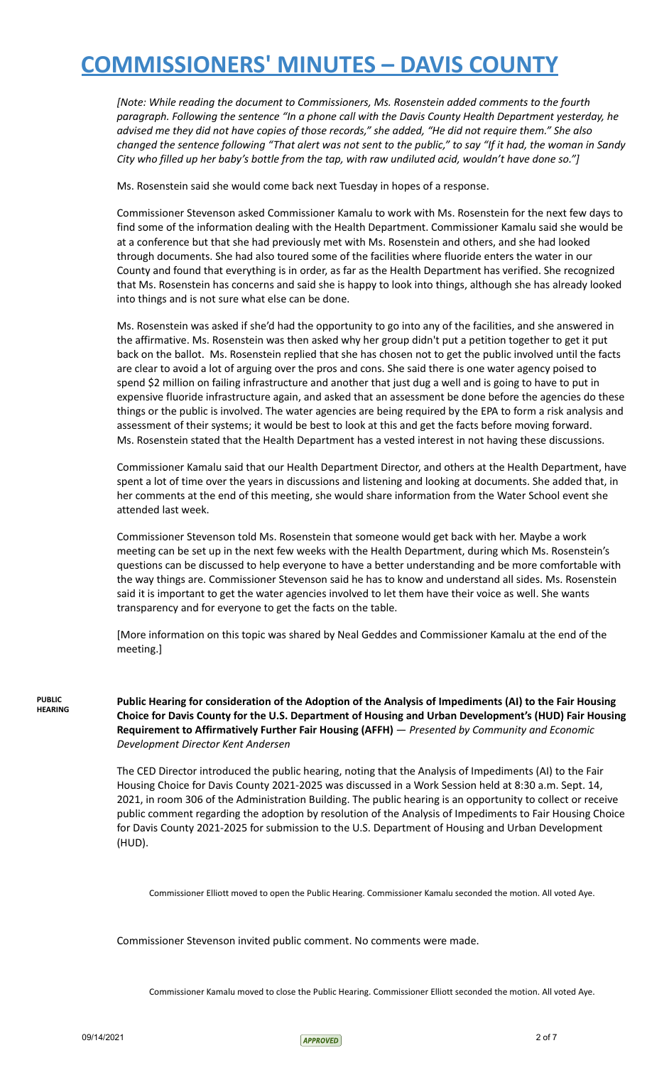*[Note: While reading the document to Commissioners, Ms. Rosenstein added comments to the fourth paragraph. Following the sentence "In a phone call with the Davis County Health Department yesterday, he advised me they did not have copies of those records," she added, "He did not require them." She also changed the sentence following "That alert was not sent to the public," to say "If it had, the woman in Sandy City who filled up her baby's bottle from the tap, with raw undiluted acid, wouldn't have done so."]*

Ms. Rosenstein said she would come back next Tuesday in hopes of a response.

Commissioner Stevenson asked Commissioner Kamalu to work with Ms. Rosenstein for the next few days to find some of the information dealing with the Health Department. Commissioner Kamalu said she would be at a conference but that she had previously met with Ms. Rosenstein and others, and she had looked through documents. She had also toured some of the facilities where fluoride enters the water in our County and found that everything is in order, as far as the Health Department has verified. She recognized that Ms. Rosenstein has concerns and said she is happy to look into things, although she has already looked into things and is not sure what else can be done.

Ms. Rosenstein was asked if she'd had the opportunity to go into any of the facilities, and she answered in the affirmative. Ms. Rosenstein was then asked why her group didn't put a petition together to get it put back on the ballot. Ms. Rosenstein replied that she has chosen not to get the public involved until the facts are clear to avoid a lot of arguing over the pros and cons. She said there is one water agency poised to spend $2 million on failing infrastructure and another that just dug a well and is going to have to put in expensive fluoride infrastructure again, and asked that an assessment be done before the agencies do these things or the public is involved. The water agencies are being required by the EPA to form a risk analysis and assessment of their systems; it would be best to look at this and get the facts before moving forward. Ms. Rosenstein stated that the Health Department has a vested interest in not having these discussions.

Commissioner Kamalu said that our Health Department Director, and others at the Health Department, have spent a lot of time over the years in discussions and listening and looking at documents. She added that, in her comments at the end of this meeting, she would share information from the Water School event she attended last week.

Commissioner Stevenson told Ms. Rosenstein that someone would get back with her. Maybe a work meeting can be set up in the next few weeks with the Health Department, during which Ms. Rosenstein's questions can be discussed to help everyone to have a better understanding and be more comfortable with the way things are. Commissioner Stevenson said he has to know and understand all sides. Ms. Rosenstein said it is important to get the water agencies involved to let them have their voice as well. She wants transparency and for everyone to get the facts on the table.

[More information on this topic was shared by Neal Geddes and Commissioner Kamalu at the end of the meeting.]

**PUBLIC HEARING**

**Public Hearing for consideration of the Adoption of the Analysis of Impediments (AI) to the Fair Housing Choice for Davis County for the U.S. Department of Housing and Urban Development's (HUD) Fair Housing Requirement to Affirmatively Further Fair Housing (AFFH)** — *Presented by Community and Economic Development Director Kent Andersen*

The CED Director introduced the public hearing, noting that the Analysis of Impediments (AI) to the Fair Housing Choice for Davis County 2021-2025 was discussed in a Work Session held at 8:30 a.m. Sept. 14, 2021, in room 306 of the Administration Building. The public hearing is an opportunity to collect or receive public comment regarding the adoption by resolution of the Analysis of Impediments to Fair Housing Choice for Davis County 2021-2025 for submission to the U.S. Department of Housing and Urban Development (HUD).

Commissioner Elliott moved to open the Public Hearing. Commissioner Kamalu seconded the motion. All voted Aye.

Commissioner Stevenson invited public comment. No comments were made.

Commissioner Kamalu moved to close the Public Hearing. Commissioner Elliott seconded the motion. All voted Aye.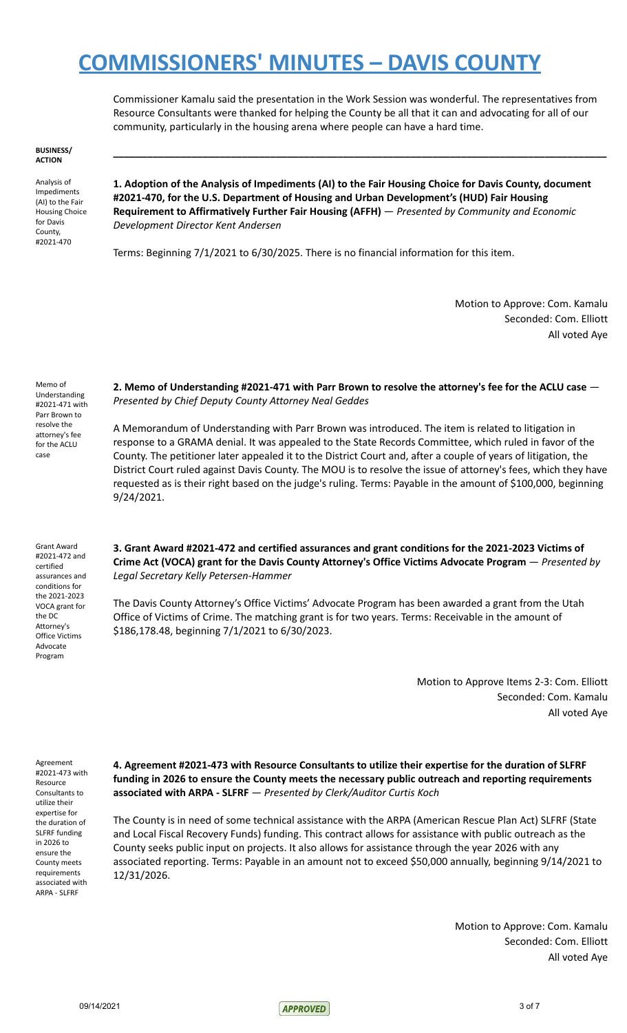Commissioner Kamalu said the presentation in the Work Session was wonderful. The representatives from Resource Consultants were thanked for helping the County be all that it can and advocating for all of our community, particularly in the housing arena where people can have a hard time.

**BUSINESS/ ACTION**

---

Analysis of Impediments (AI) to the Fair Housing Choice for Davis County, #2021-470

**1. Adoption of the Analysis of Impediments (AI) to the Fair Housing Choice for Davis County, document #2021-470, for the U.S. Department of Housing and Urban Development's (HUD) Fair Housing Requirement to Affirmatively Further Fair Housing (AFFH)** — *Presented by Community and Economic Development Director Kent Andersen*

Terms: Beginning 7/1/2021 to 6/30/2025. There is no financial information for this item.

Motion to Approve: Com. Kamalu
Seconded: Com. Elliott
All voted Aye

Memo of Understanding #2021-471 with Parr Brown to resolve the attorney's fee for the ACLU case

**2. Memo of Understanding #2021-471 with Parr Brown to resolve the attorney's fee for the ACLU case** — *Presented by Chief Deputy County Attorney Neal Geddes*

A Memorandum of Understanding with Parr Brown was introduced. The item is related to litigation in response to a GRAMA denial. It was appealed to the State Records Committee, which ruled in favor of the County. The petitioner later appealed it to the District Court and, after a couple of years of litigation, the District Court ruled against Davis County. The MOU is to resolve the issue of attorney's fees, which they have requested as is their right based on the judge's ruling. Terms: Payable in the amount of $100,000, beginning 9/24/2021.

Grant Award #2021-472 and certified assurances and conditions for the 2021-2023 VOCA grant for the DC Attorney's Office Victims Advocate Program

**3. Grant Award #2021-472 and certified assurances and grant conditions for the 2021-2023 Victims of Crime Act (VOCA) grant for the Davis County Attorney's Office Victims Advocate Program** — *Presented by Legal Secretary Kelly Petersen-Hammer*

The Davis County Attorney's Office Victims' Advocate Program has been awarded a grant from the Utah Office of Victims of Crime. The matching grant is for two years. Terms: Receivable in the amount of $186,178.48, beginning 7/1/2021 to 6/30/2023.

Motion to Approve Items 2-3: Com. Elliott
Seconded: Com. Kamalu
All voted Aye

Agreement #2021-473 with Resource Consultants to utilize their expertise for the duration of SLFRF funding in 2026 to ensure the County meets requirements associated with ARPA - SLFRF

**4. Agreement #2021-473 with Resource Consultants to utilize their expertise for the duration of SLFRF funding in 2026 to ensure the County meets the necessary public outreach and reporting requirements associated with ARPA - SLFRF** — *Presented by Clerk/Auditor Curtis Koch*

The County is in need of some technical assistance with the ARPA (American Rescue Plan Act) SLFRF (State and Local Fiscal Recovery Funds) funding. This contract allows for assistance with public outreach as the County seeks public input on projects. It also allows for assistance through the year 2026 with any associated reporting. Terms: Payable in an amount not to exceed $50,000 annually, beginning 9/14/2021 to 12/31/2026.

Motion to Approve: Com. Kamalu
Seconded: Com. Elliott
All voted Aye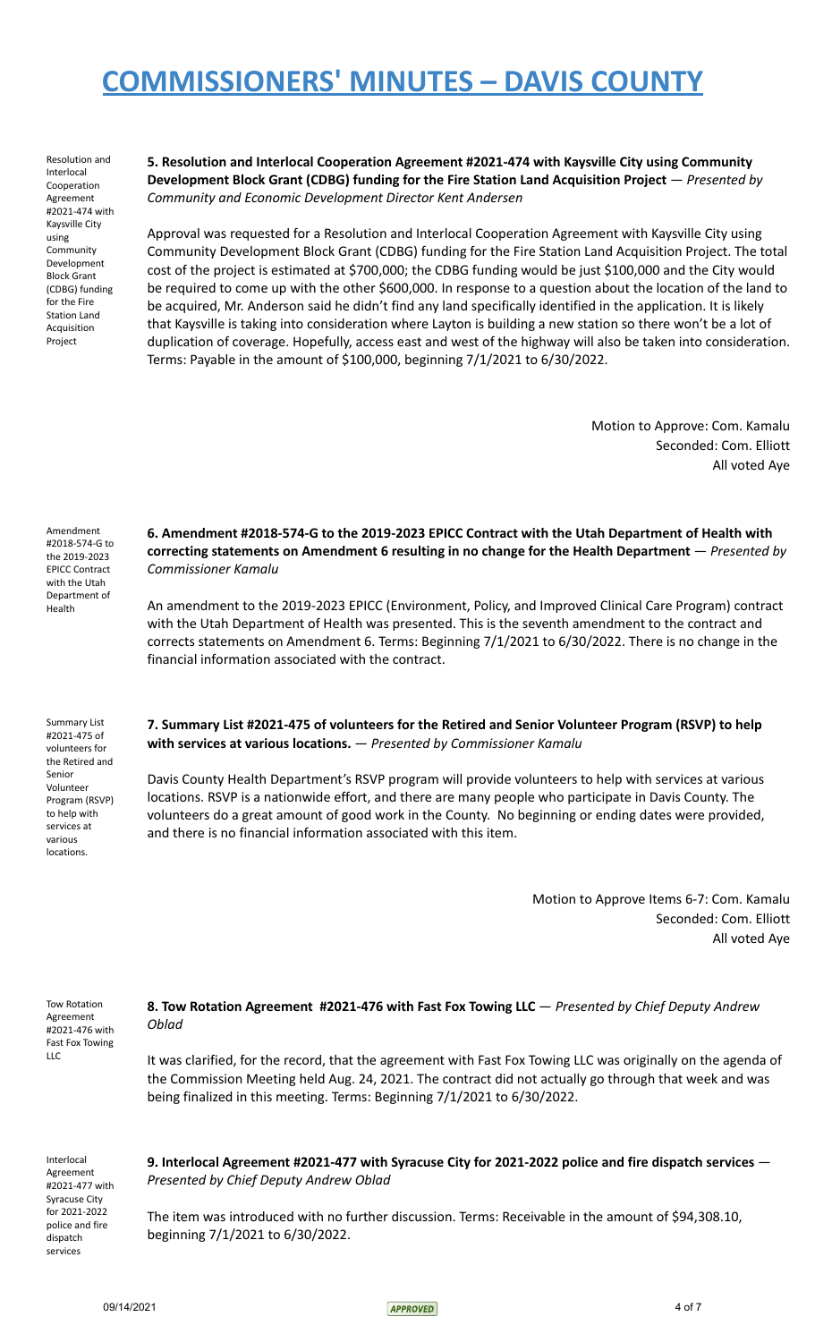**5. Resolution and Interlocal Cooperation Agreement #2021-474 with Kaysville City using Community Development Block Grant (CDBG) funding for the Fire Station Land Acquisition Project** — *Presented by Community and Economic Development Director Kent Andersen*

Approval was requested for a Resolution and Interlocal Cooperation Agreement with Kaysville City using Community Development Block Grant (CDBG) funding for the Fire Station Land Acquisition Project. The total cost of the project is estimated at $700,000; the CDBG funding would be just $100,000 and the City would be required to come up with the other $600,000. In response to a question about the location of the land to be acquired, Mr. Anderson said he didn't find any land specifically identified in the application. It is likely that Kaysville is taking into consideration where Layton is building a new station so there won't be a lot of duplication of coverage. Hopefully, access east and west of the highway will also be taken into consideration. Terms: Payable in the amount of $100,000, beginning 7/1/2021 to 6/30/2022.

Motion to Approve: Com. Kamalu
Seconded: Com. Elliott
All voted Aye

**6. Amendment #2018-574-G to the 2019-2023 EPICC Contract with the Utah Department of Health with correcting statements on Amendment 6 resulting in no change for the Health Department** — *Presented by Commissioner Kamalu*

An amendment to the 2019-2023 EPICC (Environment, Policy, and Improved Clinical Care Program) contract with the Utah Department of Health was presented. This is the seventh amendment to the contract and corrects statements on Amendment 6. Terms: Beginning 7/1/2021 to 6/30/2022. There is no change in the financial information associated with the contract.

**7. Summary List #2021-475 of volunteers for the Retired and Senior Volunteer Program (RSVP) to help with services at various locations.** — *Presented by Commissioner Kamalu*

Davis County Health Department's RSVP program will provide volunteers to help with services at various locations. RSVP is a nationwide effort, and there are many people who participate in Davis County. The volunteers do a great amount of good work in the County. No beginning or ending dates were provided, and there is no financial information associated with this item.

Motion to Approve Items 6-7: Com. Kamalu
Seconded: Com. Elliott
All voted Aye

**8. Tow Rotation Agreement #2021-476 with Fast Fox Towing LLC** — *Presented by Chief Deputy Andrew Oblad*

It was clarified, for the record, that the agreement with Fast Fox Towing LLC was originally on the agenda of the Commission Meeting held Aug. 24, 2021. The contract did not actually go through that week and was being finalized in this meeting. Terms: Beginning 7/1/2021 to 6/30/2022.

**9. Interlocal Agreement #2021-477 with Syracuse City for 2021-2022 police and fire dispatch services** — *Presented by Chief Deputy Andrew Oblad*

The item was introduced with no further discussion. Terms: Receivable in the amount of $94,308.10, beginning 7/1/2021 to 6/30/2022.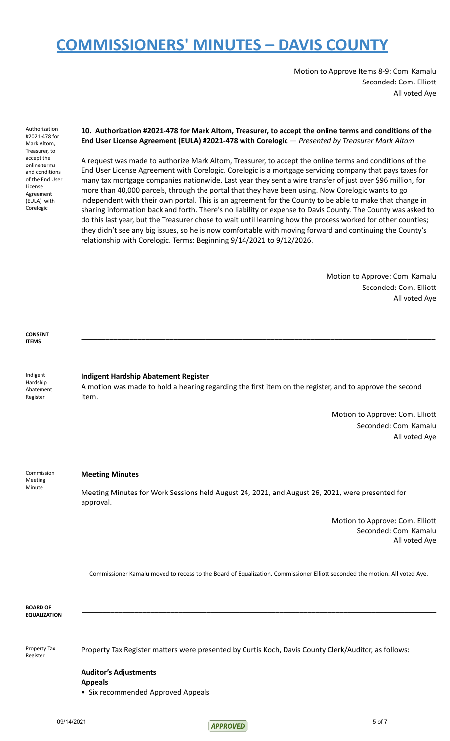# COMMISSIONERS' MINUTES – DAVIS COUNTY

Motion to Approve Items 8-9: Com. Kamalu
Seconded: Com. Elliott
All voted Aye

Authorization #2021-478 for Mark Altom, Treasurer, to accept the online terms and conditions of the End User License Agreement (EULA) with Corelogic

**10. Authorization #2021-478 for Mark Altom, Treasurer, to accept the online terms and conditions of the End User License Agreement (EULA) #2021-478 with Corelogic** — *Presented by Treasurer Mark Altom*

A request was made to authorize Mark Altom, Treasurer, to accept the online terms and conditions of the End User License Agreement with Corelogic. Corelogic is a mortgage servicing company that pays taxes for many tax mortgage companies nationwide. Last year they sent a wire transfer of just over $96 million, for more than 40,000 parcels, through the portal that they have been using. Now Corelogic wants to go independent with their own portal. This is an agreement for the County to be able to make that change in sharing information back and forth. There's no liability or expense to Davis County. The County was asked to do this last year, but the Treasurer chose to wait until learning how the process worked for other counties; they didn't see any big issues, so he is now comfortable with moving forward and continuing the County's relationship with Corelogic. Terms: Beginning 9/14/2021 to 9/12/2026.

Motion to Approve: Com. Kamalu
Seconded: Com. Elliott
All voted Aye

**CONSENT ITEMS**

---

Indigent Hardship Abatement Register

**Indigent Hardship Abatement Register**

A motion was made to hold a hearing regarding the first item on the register, and to approve the second item.

Motion to Approve: Com. Elliott
Seconded: Com. Kamalu
All voted Aye

Commission Meeting Minute

**Meeting Minutes**

Meeting Minutes for Work Sessions held August 24, 2021, and August 26, 2021, were presented for approval.

Motion to Approve: Com. Elliott
Seconded: Com. Kamalu
All voted Aye

Commissioner Kamalu moved to recess to the Board of Equalization. Commissioner Elliott seconded the motion. All voted Aye.

**BOARD OF EQUALIZATION**

---

Property Tax Register

Property Tax Register matters were presented by Curtis Koch, Davis County Clerk/Auditor, as follows:

**Auditor's Adjustments**

**Appeals**

- Six recommended Approved Appeals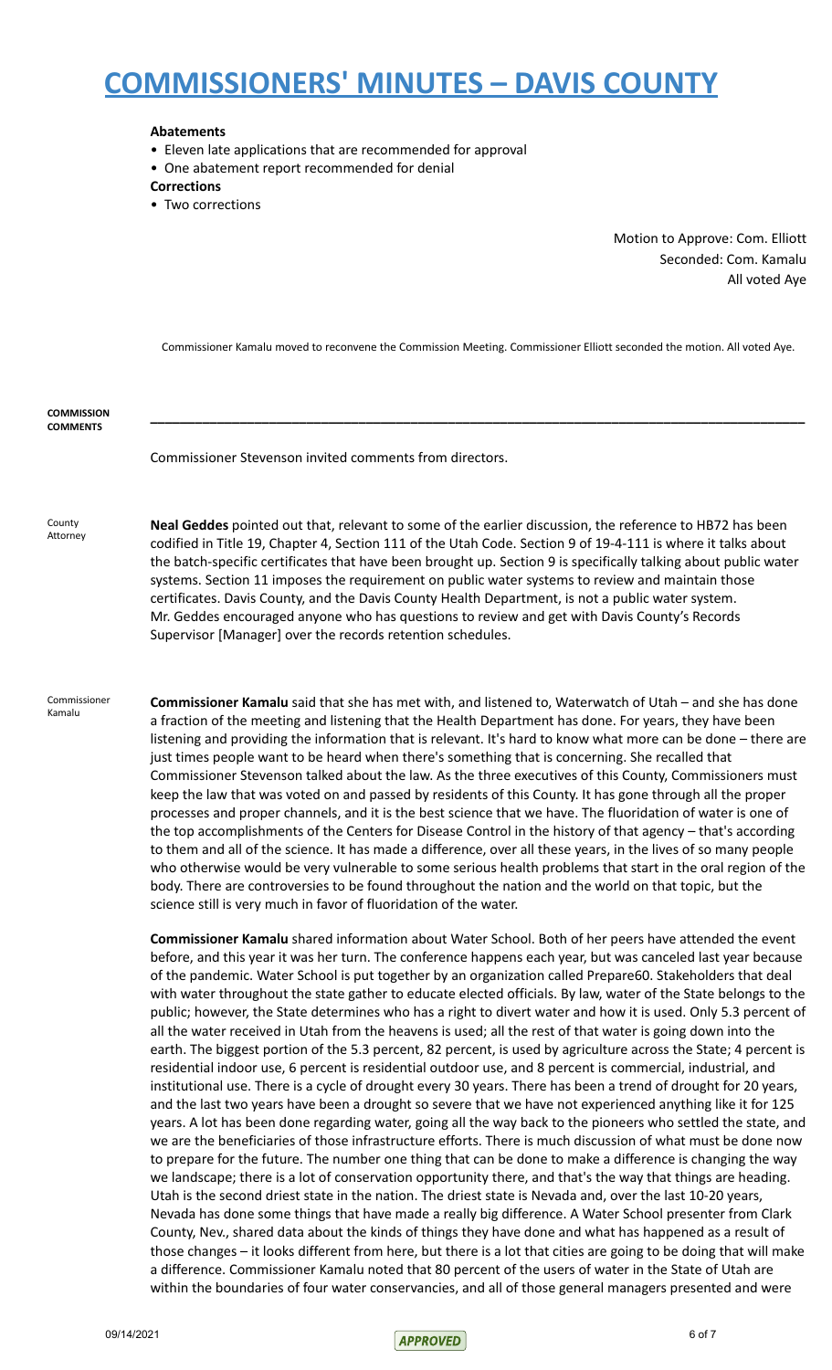**Abatements**

- Eleven late applications that are recommended for approval
- One abatement report recommended for denial

**Corrections**

- Two corrections

Motion to Approve: Com. Elliott
Seconded: Com. Kamalu
All voted Aye

Commissioner Kamalu moved to reconvene the Commission Meeting. Commissioner Elliott seconded the motion. All voted Aye.

**COMMISSION COMMENTS**

---

Commissioner Stevenson invited comments from directors.

County Attorney

**Neal Geddes** pointed out that, relevant to some of the earlier discussion, the reference to HB72 has been codified in Title 19, Chapter 4, Section 111 of the Utah Code. Section 9 of 19-4-111 is where it talks about the batch-specific certificates that have been brought up. Section 9 is specifically talking about public water systems. Section 11 imposes the requirement on public water systems to review and maintain those certificates. Davis County, and the Davis County Health Department, is not a public water system. Mr. Geddes encouraged anyone who has questions to review and get with Davis County's Records Supervisor [Manager] over the records retention schedules.

Commissioner Kamalu

**Commissioner Kamalu** said that she has met with, and listened to, Waterwatch of Utah – and she has done a fraction of the meeting and listening that the Health Department has done. For years, they have been listening and providing the information that is relevant. It's hard to know what more can be done – there are just times people want to be heard when there's something that is concerning. She recalled that Commissioner Stevenson talked about the law. As the three executives of this County, Commissioners must keep the law that was voted on and passed by residents of this County. It has gone through all the proper processes and proper channels, and it is the best science that we have. The fluoridation of water is one of the top accomplishments of the Centers for Disease Control in the history of that agency – that's according to them and all of the science. It has made a difference, over all these years, in the lives of so many people who otherwise would be very vulnerable to some serious health problems that start in the oral region of the body. There are controversies to be found throughout the nation and the world on that topic, but the science still is very much in favor of fluoridation of the water.

**Commissioner Kamalu** shared information about Water School. Both of her peers have attended the event before, and this year it was her turn. The conference happens each year, but was canceled last year because of the pandemic. Water School is put together by an organization called Prepare60. Stakeholders that deal with water throughout the state gather to educate elected officials. By law, water of the State belongs to the public; however, the State determines who has a right to divert water and how it is used. Only 5.3 percent of all the water received in Utah from the heavens is used; all the rest of that water is going down into the earth. The biggest portion of the 5.3 percent, 82 percent, is used by agriculture across the State; 4 percent is residential indoor use, 6 percent is residential outdoor use, and 8 percent is commercial, industrial, and institutional use. There is a cycle of drought every 30 years. There has been a trend of drought for 20 years, and the last two years have been a drought so severe that we have not experienced anything like it for 125 years. A lot has been done regarding water, going all the way back to the pioneers who settled the state, and we are the beneficiaries of those infrastructure efforts. There is much discussion of what must be done now to prepare for the future. The number one thing that can be done to make a difference is changing the way we landscape; there is a lot of conservation opportunity there, and that's the way that things are heading. Utah is the second driest state in the nation. The driest state is Nevada and, over the last 10-20 years, Nevada has done some things that have made a really big difference. A Water School presenter from Clark County, Nev., shared data about the kinds of things they have done and what has happened as a result of those changes – it looks different from here, but there is a lot that cities are going to be doing that will make a difference. Commissioner Kamalu noted that 80 percent of the users of water in the State of Utah are within the boundaries of four water conservancies, and all of those general managers presented and were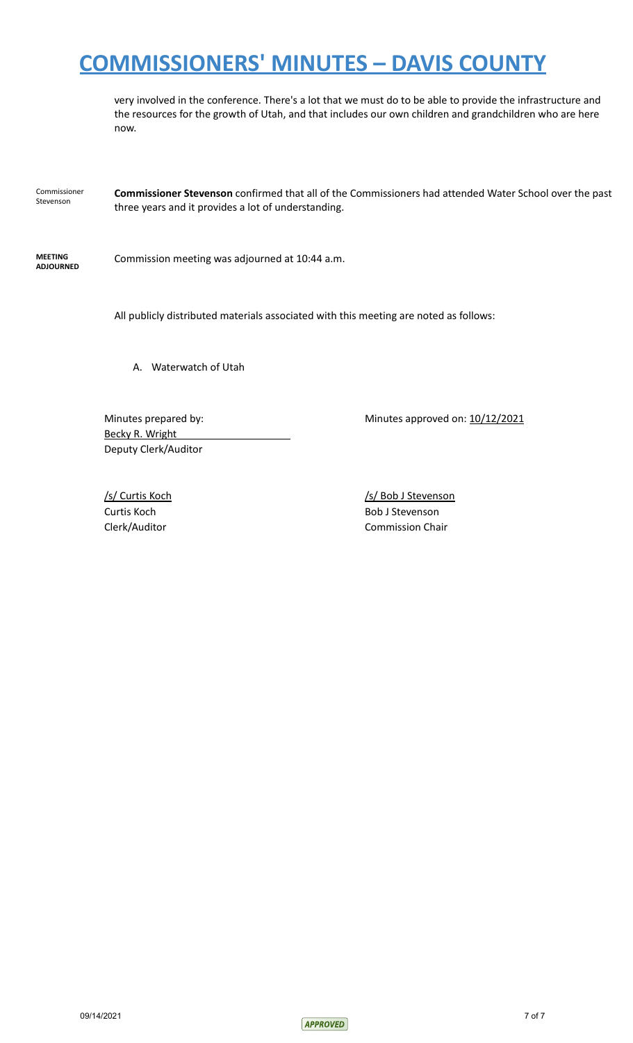very involved in the conference. There's a lot that we must do to be able to provide the infrastructure and the resources for the growth of Utah, and that includes our own children and grandchildren who are here now.

Commissioner Stevenson

**Commissioner Stevenson** confirmed that all of the Commissioners had attended Water School over the past three years and it provides a lot of understanding.

**MEETING ADJOURNED**

Commission meeting was adjourned at 10:44 a.m.

All publicly distributed materials associated with this meeting are noted as follows:

A. Waterwatch of Utah

Minutes prepared by:
Becky R. Wright
Deputy Clerk/Auditor

Minutes approved on: 10/12/2021

/s/ Curtis Koch
Curtis Koch
Clerk/Auditor

/s/ Bob J Stevenson
Bob J Stevenson
Commission Chair

09/14/2021

APPROVED